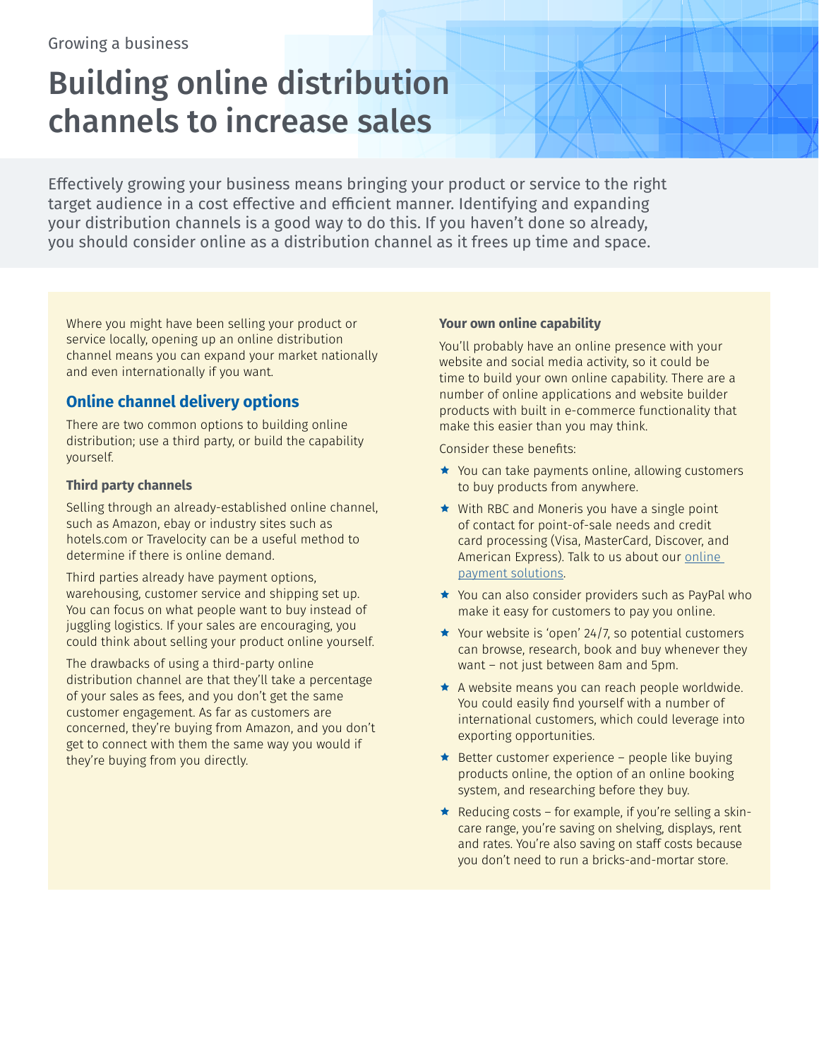Growing a business

# Building online distribution channels to increase sales

Effectively growing your business means bringing your product or service to the right target audience in a cost effective and efficient manner. Identifying and expanding your distribution channels is a good way to do this. If you haven't done so already, you should consider online as a distribution channel as it frees up time and space.

Where you might have been selling your product or service locally, opening up an online distribution channel means you can expand your market nationally and even internationally if you want.

## Online channel delivery options

There are two common options to building online distribution; use a third party, or build the capability yourself.

### Third party channels

Selling through an already-established online channel, such as Amazon, ebay or industry sites such as hotels.com or Travelocity can be a useful method to determine if there is online demand.

Third parties already have payment options, warehousing, customer service and shipping set up. You can focus on what people want to buy instead of juggling logistics. If your sales are encouraging, you could think about selling your product online yourself.

The drawbacks of using a third-party online distribution channel are that they'll take a percentage of your sales as fees, and you don't get the same customer engagement. As far as customers are concerned, they're buying from Amazon, and you don't get to connect with them the same way you would if they're buying from you directly.

### Your own online capability

You'll probably have an online presence with your website and social media activity, so it could be time to build your own online capability. There are a number of online applications and website builder products with built in e-commerce functionality that make this easier than you may think.

Consider these benefits:

- You can take payments online, allowing customers to buy products from anywhere.
- With RBC and Moneris you have a single point of contact for point-of-sale needs and credit card processing (Visa, MasterCard, Discover, and American Express). Talk to us about our online payment solutions.
- You can also consider providers such as PayPal who make it easy for customers to pay you online.
- Your website is 'open' 24/7, so potential customers can browse, research, book and buy whenever they want – not just between 8am and 5pm.
- A website means you can reach people worldwide. You could easily find yourself with a number of international customers, which could leverage into exporting opportunities.
- Better customer experience – people like buying products online, the option of an online booking system, and researching before they buy.
- Reducing costs – for example, if you're selling a skin-care range, you're saving on shelving, displays, rent and rates. You're also saving on staff costs because you don't need to run a bricks-and-mortar store.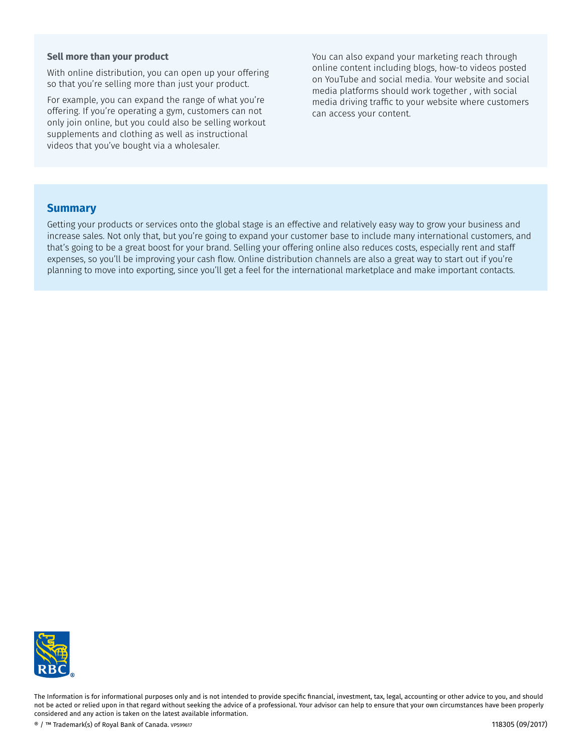### Sell more than your product

With online distribution, you can open up your offering so that you're selling more than just your product.

For example, you can expand the range of what you're offering. If you're operating a gym, customers can not only join online, but you could also be selling workout supplements and clothing as well as instructional videos that you've bought via a wholesaler.

You can also expand your marketing reach through online content including blogs, how-to videos posted on YouTube and social media. Your website and social media platforms should work together , with social media driving traffic to your website where customers can access your content.

## Summary

Getting your products or services onto the global stage is an effective and relatively easy way to grow your business and increase sales. Not only that, but you're going to expand your customer base to include many international customers, and that's going to be a great boost for your brand. Selling your offering online also reduces costs, especially rent and staff expenses, so you'll be improving your cash flow. Online distribution channels are also a great way to start out if you're planning to move into exporting, since you'll get a feel for the international marketplace and make important contacts.

The Information is for informational purposes only and is not intended to provide specific financial, investment, tax, legal, accounting or other advice to you, and should not be acted or relied upon in that regard without seeking the advice of a professional. Your advisor can help to ensure that your own circumstances have been properly considered and any action is taken on the latest available information.

® / ™ Trademark(s) of Royal Bank of Canada. VPS99617

118305 (09/2017)